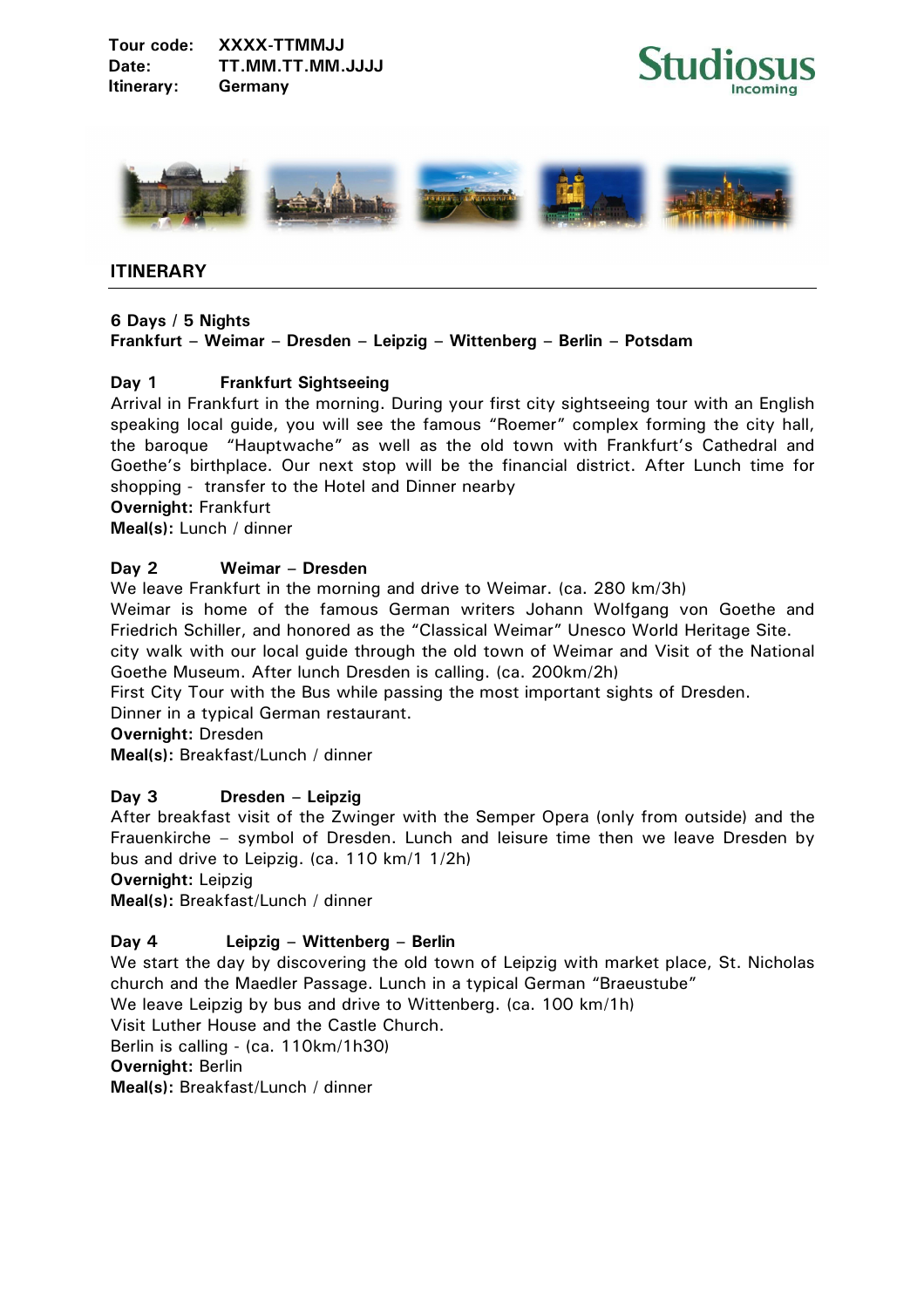**Tour code:** XXXX-TTMMJJ
**Date:** TT.MM.TT.MM.JJJJ
**Itinerary:** Germany

Studiosus Incoming

## ITINERARY

**6 Days / 5 Nights**
**Frankfurt – Weimar – Dresden – Leipzig – Wittenberg – Berlin – Potsdam**

### Day 1 Frankfurt Sightseeing

Arrival in Frankfurt in the morning. During your first city sightseeing tour with an English speaking local guide, you will see the famous "Roemer" complex forming the city hall, the baroque "Hauptwache" as well as the old town with Frankfurt's Cathedral and Goethe's birthplace. Our next stop will be the financial district. After Lunch time for shopping - transfer to the Hotel and Dinner nearby

**Overnight:** Frankfurt
**Meal(s):** Lunch / dinner

### Day 2 Weimar – Dresden

We leave Frankfurt in the morning and drive to Weimar. (ca. 280 km/3h)
Weimar is home of the famous German writers Johann Wolfgang von Goethe and Friedrich Schiller, and honored as the "Classical Weimar" Unesco World Heritage Site.
city walk with our local guide through the old town of Weimar and Visit of the National Goethe Museum. After lunch Dresden is calling. (ca. 200km/2h)
First City Tour with the Bus while passing the most important sights of Dresden.
Dinner in a typical German restaurant.

**Overnight:** Dresden
**Meal(s):** Breakfast/Lunch / dinner

### Day 3 Dresden – Leipzig

After breakfast visit of the Zwinger with the Semper Opera (only from outside) and the Frauenkirche – symbol of Dresden. Lunch and leisure time then we leave Dresden by bus and drive to Leipzig. (ca. 110 km/1 1/2h)

**Overnight:** Leipzig
**Meal(s):** Breakfast/Lunch / dinner

### Day 4 Leipzig – Wittenberg – Berlin

We start the day by discovering the old town of Leipzig with market place, St. Nicholas church and the Maedler Passage. Lunch in a typical German "Braeustube"
We leave Leipzig by bus and drive to Wittenberg. (ca. 100 km/1h)
Visit Luther House and the Castle Church.
Berlin is calling - (ca. 110km/1h30)

**Overnight:** Berlin
**Meal(s):** Breakfast/Lunch / dinner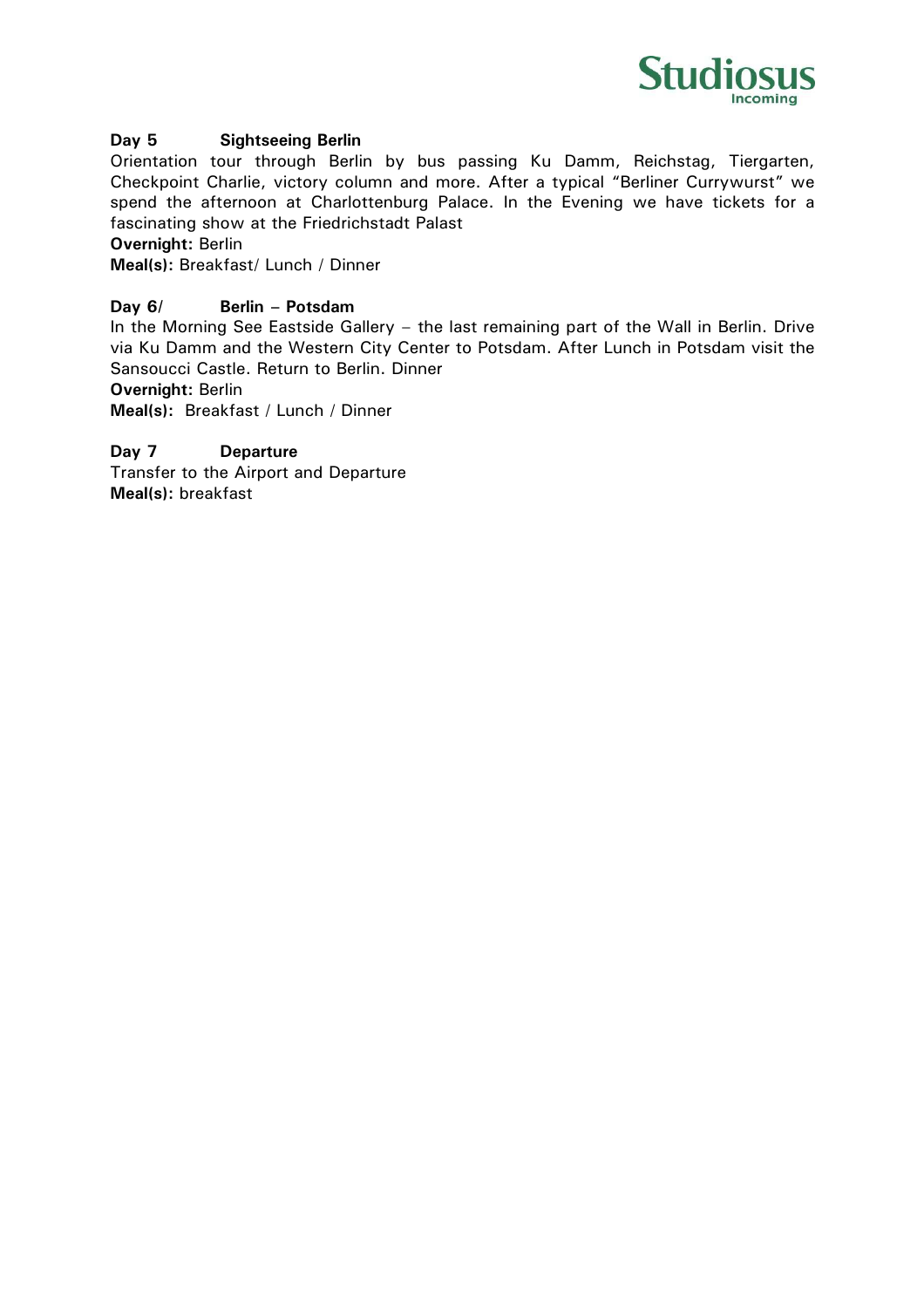**Day 5 Sightseeing Berlin**

Orientation tour through Berlin by bus passing Ku Damm, Reichstag, Tiergarten, Checkpoint Charlie, victory column and more. After a typical "Berliner Currywurst" we spend the afternoon at Charlottenburg Palace. In the Evening we have tickets for a fascinating show at the Friedrichstadt Palast

**Overnight:** Berlin

**Meal(s):** Breakfast/ Lunch / Dinner

**Day 6/ Berlin – Potsdam**

In the Morning See Eastside Gallery – the last remaining part of the Wall in Berlin. Drive via Ku Damm and the Western City Center to Potsdam. After Lunch in Potsdam visit the Sansoucci Castle. Return to Berlin. Dinner

**Overnight:** Berlin

**Meal(s):** Breakfast / Lunch / Dinner

**Day 7 Departure**

Transfer to the Airport and Departure

**Meal(s):** breakfast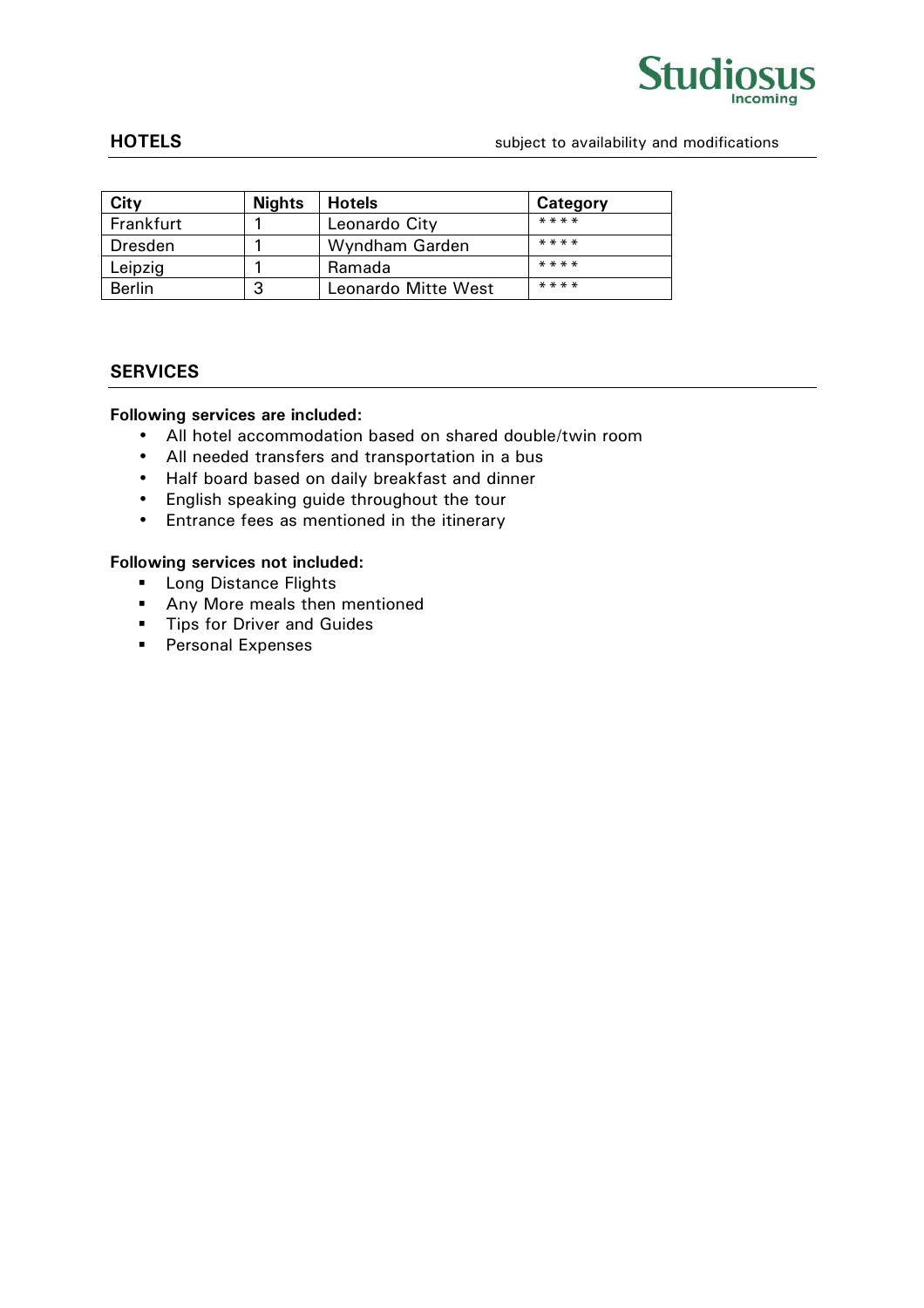## HOTELS

subject to availability and modifications

| City | Nights | Hotels | Category |
|---|---|---|---|
| Frankfurt | 1 | Leonardo City | **** |
| Dresden | 1 | Wyndham Garden | **** |
| Leipzig | 1 | Ramada | **** |
| Berlin | 3 | Leonardo Mitte West | **** |

## SERVICES

**Following services are included:**

- All hotel accommodation based on shared double/twin room
- All needed transfers and transportation in a bus
- Half board based on daily breakfast and dinner
- English speaking guide throughout the tour
- Entrance fees as mentioned in the itinerary

**Following services not included:**

- Long Distance Flights
- Any More meals then mentioned
- Tips for Driver and Guides
- Personal Expenses